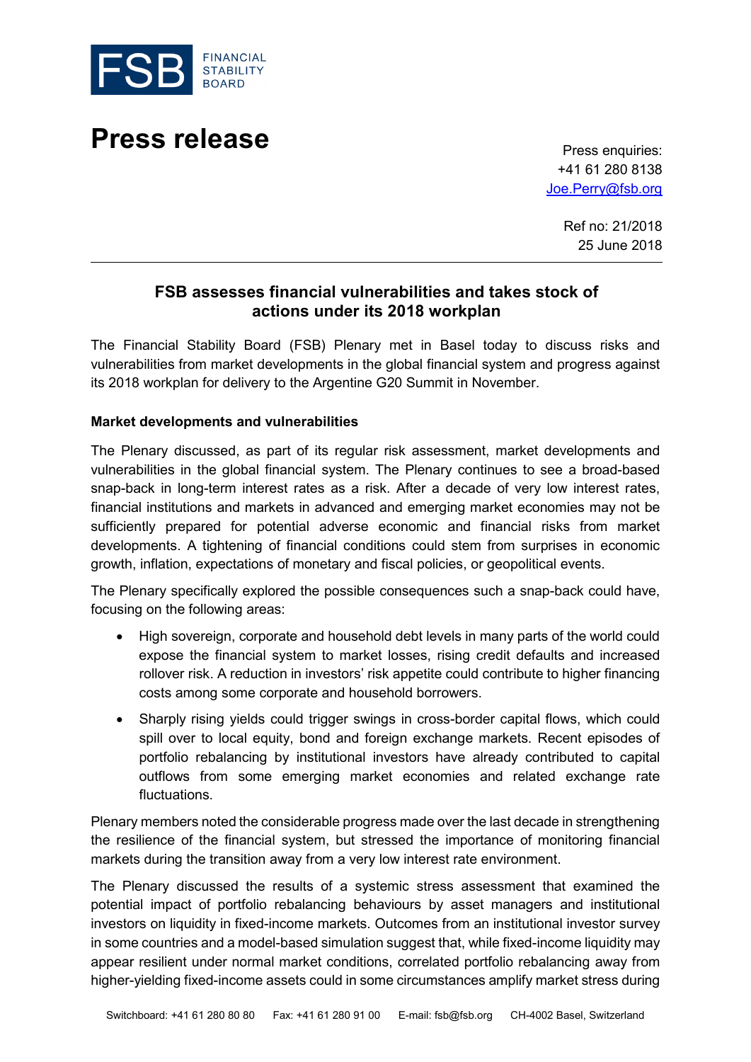# Press release

Press enquiries:
+41 61 280 8138
Joe.Perry@fsb.org

Ref no: 21/2018
25 June 2018

## FSB assesses financial vulnerabilities and takes stock of actions under its 2018 workplan

The Financial Stability Board (FSB) Plenary met in Basel today to discuss risks and vulnerabilities from market developments in the global financial system and progress against its 2018 workplan for delivery to the Argentine G20 Summit in November.

**Market developments and vulnerabilities**

The Plenary discussed, as part of its regular risk assessment, market developments and vulnerabilities in the global financial system. The Plenary continues to see a broad-based snap-back in long-term interest rates as a risk. After a decade of very low interest rates, financial institutions and markets in advanced and emerging market economies may not be sufficiently prepared for potential adverse economic and financial risks from market developments. A tightening of financial conditions could stem from surprises in economic growth, inflation, expectations of monetary and fiscal policies, or geopolitical events.

The Plenary specifically explored the possible consequences such a snap-back could have, focusing on the following areas:

- High sovereign, corporate and household debt levels in many parts of the world could expose the financial system to market losses, rising credit defaults and increased rollover risk. A reduction in investors' risk appetite could contribute to higher financing costs among some corporate and household borrowers.
- Sharply rising yields could trigger swings in cross-border capital flows, which could spill over to local equity, bond and foreign exchange markets. Recent episodes of portfolio rebalancing by institutional investors have already contributed to capital outflows from some emerging market economies and related exchange rate fluctuations.

Plenary members noted the considerable progress made over the last decade in strengthening the resilience of the financial system, but stressed the importance of monitoring financial markets during the transition away from a very low interest rate environment.

The Plenary discussed the results of a systemic stress assessment that examined the potential impact of portfolio rebalancing behaviours by asset managers and institutional investors on liquidity in fixed-income markets. Outcomes from an institutional investor survey in some countries and a model-based simulation suggest that, while fixed-income liquidity may appear resilient under normal market conditions, correlated portfolio rebalancing away from higher-yielding fixed-income assets could in some circumstances amplify market stress during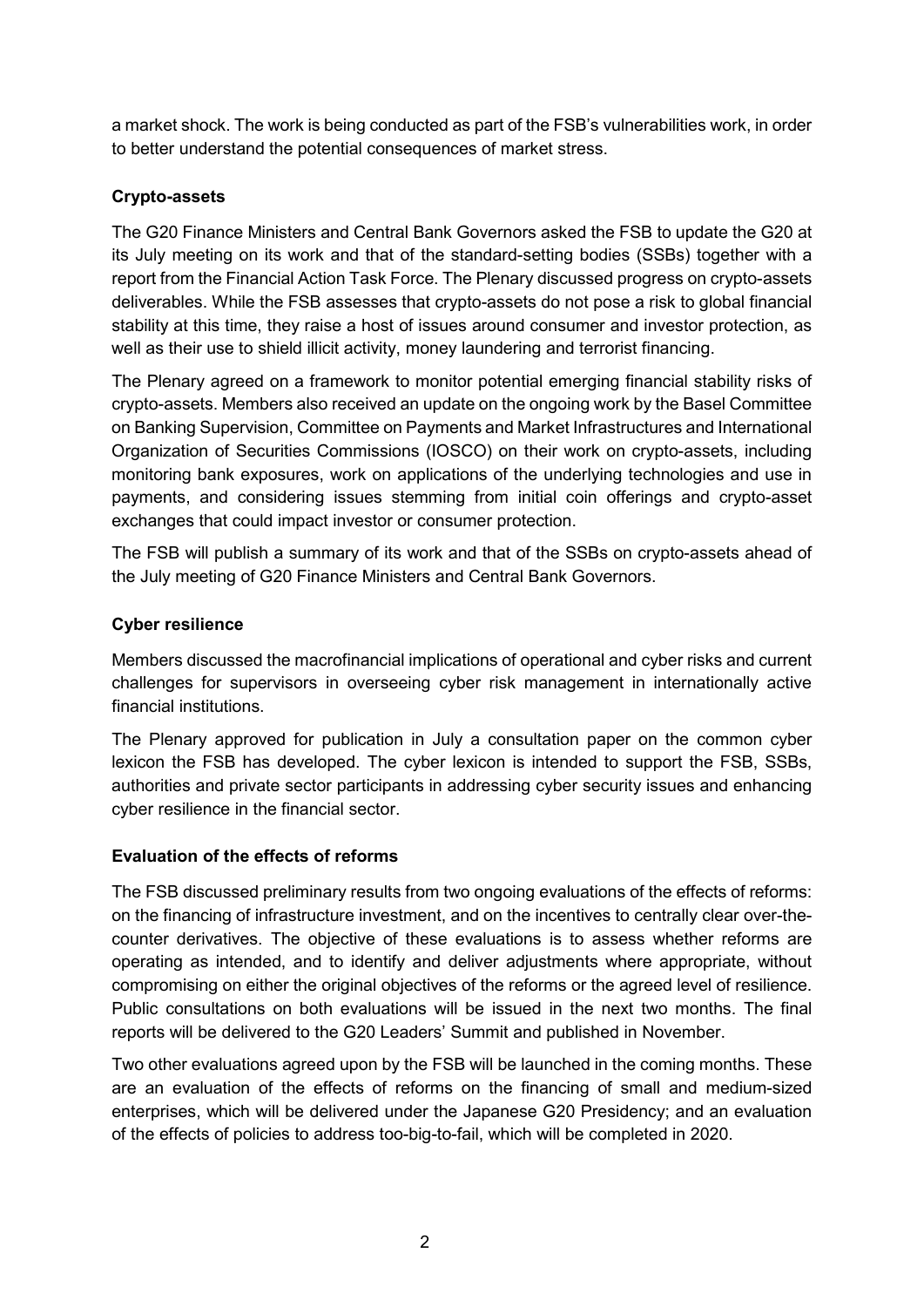a market shock. The work is being conducted as part of the FSB's vulnerabilities work, in order to better understand the potential consequences of market stress.

**Crypto-assets**

The G20 Finance Ministers and Central Bank Governors asked the FSB to update the G20 at its July meeting on its work and that of the standard-setting bodies (SSBs) together with a report from the Financial Action Task Force. The Plenary discussed progress on crypto-assets deliverables. While the FSB assesses that crypto-assets do not pose a risk to global financial stability at this time, they raise a host of issues around consumer and investor protection, as well as their use to shield illicit activity, money laundering and terrorist financing.

The Plenary agreed on a framework to monitor potential emerging financial stability risks of crypto-assets. Members also received an update on the ongoing work by the Basel Committee on Banking Supervision, Committee on Payments and Market Infrastructures and International Organization of Securities Commissions (IOSCO) on their work on crypto-assets, including monitoring bank exposures, work on applications of the underlying technologies and use in payments, and considering issues stemming from initial coin offerings and crypto-asset exchanges that could impact investor or consumer protection.

The FSB will publish a summary of its work and that of the SSBs on crypto-assets ahead of the July meeting of G20 Finance Ministers and Central Bank Governors.

**Cyber resilience**

Members discussed the macrofinancial implications of operational and cyber risks and current challenges for supervisors in overseeing cyber risk management in internationally active financial institutions.

The Plenary approved for publication in July a consultation paper on the common cyber lexicon the FSB has developed. The cyber lexicon is intended to support the FSB, SSBs, authorities and private sector participants in addressing cyber security issues and enhancing cyber resilience in the financial sector.

**Evaluation of the effects of reforms**

The FSB discussed preliminary results from two ongoing evaluations of the effects of reforms: on the financing of infrastructure investment, and on the incentives to centrally clear over-the-counter derivatives. The objective of these evaluations is to assess whether reforms are operating as intended, and to identify and deliver adjustments where appropriate, without compromising on either the original objectives of the reforms or the agreed level of resilience. Public consultations on both evaluations will be issued in the next two months. The final reports will be delivered to the G20 Leaders' Summit and published in November.

Two other evaluations agreed upon by the FSB will be launched in the coming months. These are an evaluation of the effects of reforms on the financing of small and medium-sized enterprises, which will be delivered under the Japanese G20 Presidency; and an evaluation of the effects of policies to address too-big-to-fail, which will be completed in 2020.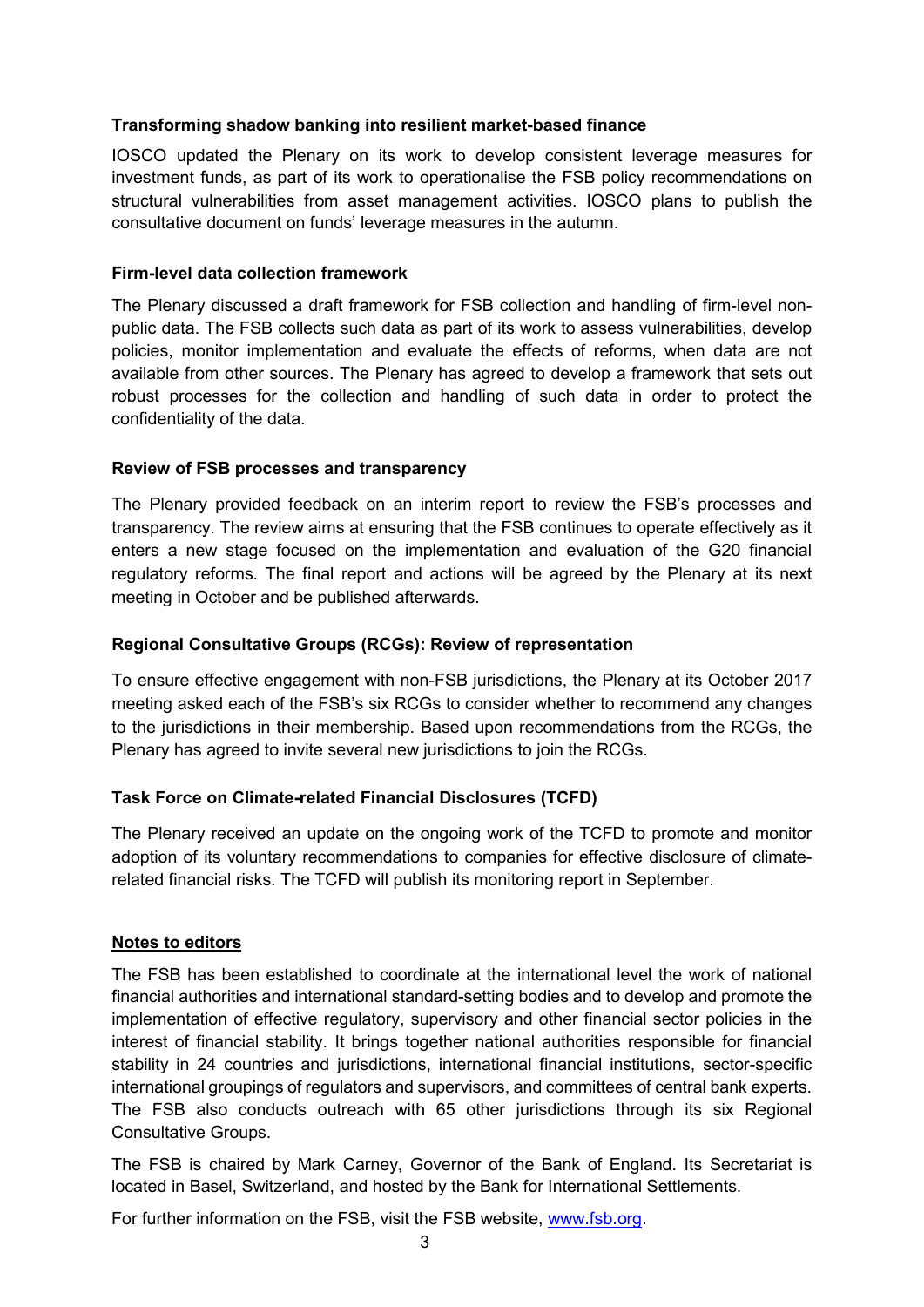**Transforming shadow banking into resilient market-based finance**

IOSCO updated the Plenary on its work to develop consistent leverage measures for investment funds, as part of its work to operationalise the FSB policy recommendations on structural vulnerabilities from asset management activities. IOSCO plans to publish the consultative document on funds' leverage measures in the autumn.

**Firm-level data collection framework**

The Plenary discussed a draft framework for FSB collection and handling of firm-level non-public data. The FSB collects such data as part of its work to assess vulnerabilities, develop policies, monitor implementation and evaluate the effects of reforms, when data are not available from other sources. The Plenary has agreed to develop a framework that sets out robust processes for the collection and handling of such data in order to protect the confidentiality of the data.

**Review of FSB processes and transparency**

The Plenary provided feedback on an interim report to review the FSB's processes and transparency. The review aims at ensuring that the FSB continues to operate effectively as it enters a new stage focused on the implementation and evaluation of the G20 financial regulatory reforms. The final report and actions will be agreed by the Plenary at its next meeting in October and be published afterwards.

**Regional Consultative Groups (RCGs): Review of representation**

To ensure effective engagement with non-FSB jurisdictions, the Plenary at its October 2017 meeting asked each of the FSB's six RCGs to consider whether to recommend any changes to the jurisdictions in their membership. Based upon recommendations from the RCGs, the Plenary has agreed to invite several new jurisdictions to join the RCGs.

**Task Force on Climate-related Financial Disclosures (TCFD)**

The Plenary received an update on the ongoing work of the TCFD to promote and monitor adoption of its voluntary recommendations to companies for effective disclosure of climate-related financial risks. The TCFD will publish its monitoring report in September.

**Notes to editors**

The FSB has been established to coordinate at the international level the work of national financial authorities and international standard-setting bodies and to develop and promote the implementation of effective regulatory, supervisory and other financial sector policies in the interest of financial stability. It brings together national authorities responsible for financial stability in 24 countries and jurisdictions, international financial institutions, sector-specific international groupings of regulators and supervisors, and committees of central bank experts. The FSB also conducts outreach with 65 other jurisdictions through its six Regional Consultative Groups.

The FSB is chaired by Mark Carney, Governor of the Bank of England. Its Secretariat is located in Basel, Switzerland, and hosted by the Bank for International Settlements.

For further information on the FSB, visit the FSB website, [www.fsb.org](www.fsb.org).